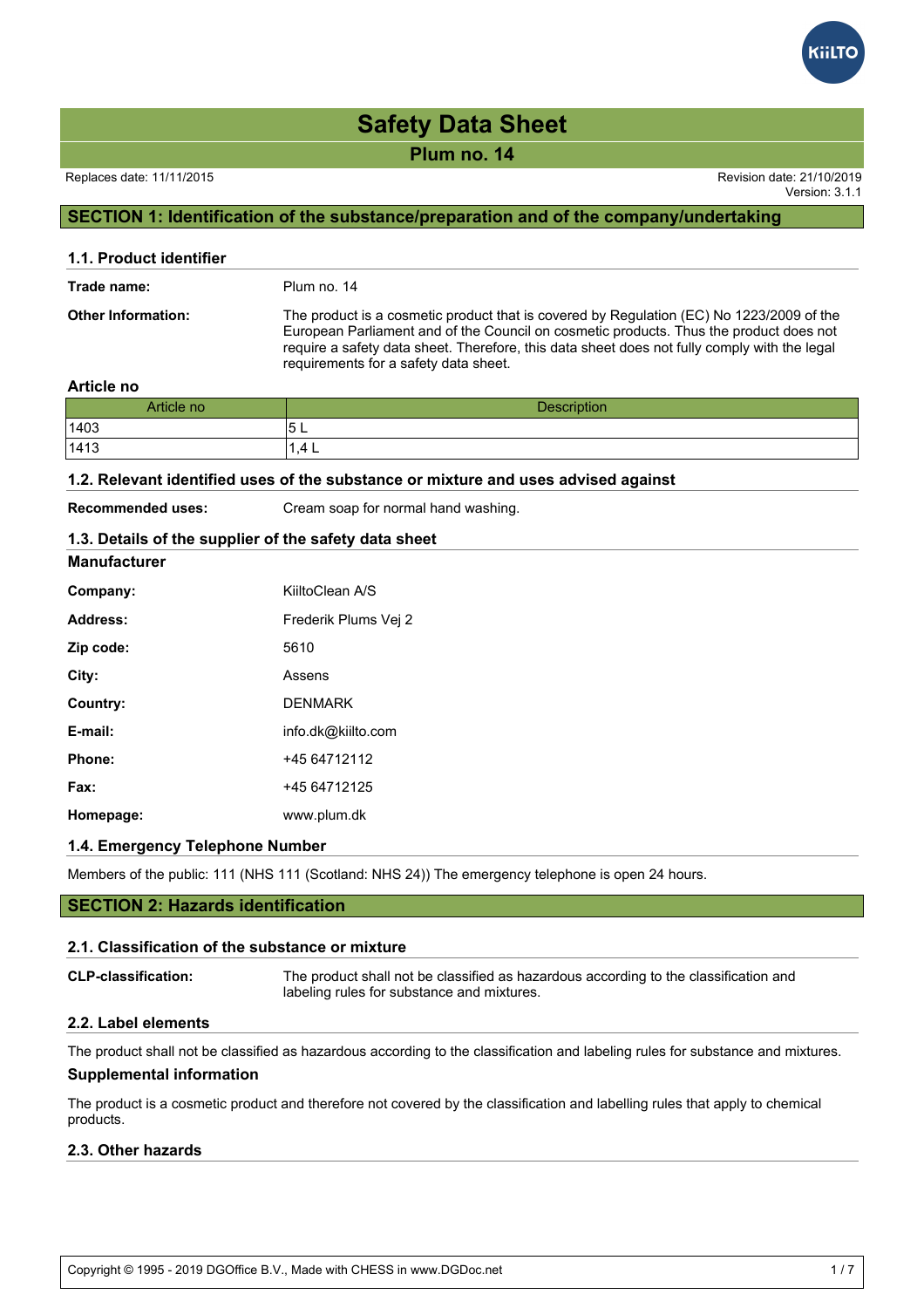# Safety Data Sheet

## Plum no. 14

Replaces date: 11/11/2015

Revision date: 21/10/2019
Version: 3.1.1

## SECTION 1: Identification of the substance/preparation and of the company/undertaking

### 1.1. Product identifier

**Trade name:** Plum no. 14

**Other Information:** The product is a cosmetic product that is covered by Regulation (EC) No 1223/2009 of the European Parliament and of the Council on cosmetic products. Thus the product does not require a safety data sheet. Therefore, this data sheet does not fully comply with the legal requirements for a safety data sheet.

**Article no**

| Article no | Description |
|---|---|
| 1403 | 5 L |
| 1413 | 1,4 L |

### 1.2. Relevant identified uses of the substance or mixture and uses advised against

**Recommended uses:** Cream soap for normal hand washing.

### 1.3. Details of the supplier of the safety data sheet

**Manufacturer**

**Company:** KiiltoClean A/S

**Address:** Frederik Plums Vej 2

**Zip code:** 5610

**City:** Assens

**Country:** DENMARK

**E-mail:** info.dk@kiilto.com

**Phone:** +45 64712112

**Fax:** +45 64712125

**Homepage:** www.plum.dk

### 1.4. Emergency Telephone Number

Members of the public: 111 (NHS 111 (Scotland: NHS 24)) The emergency telephone is open 24 hours.

## SECTION 2: Hazards identification

### 2.1. Classification of the substance or mixture

**CLP-classification:** The product shall not be classified as hazardous according to the classification and labeling rules for substance and mixtures.

### 2.2. Label elements

The product shall not be classified as hazardous according to the classification and labeling rules for substance and mixtures.

**Supplemental information**

The product is a cosmetic product and therefore not covered by the classification and labelling rules that apply to chemical products.

### 2.3. Other hazards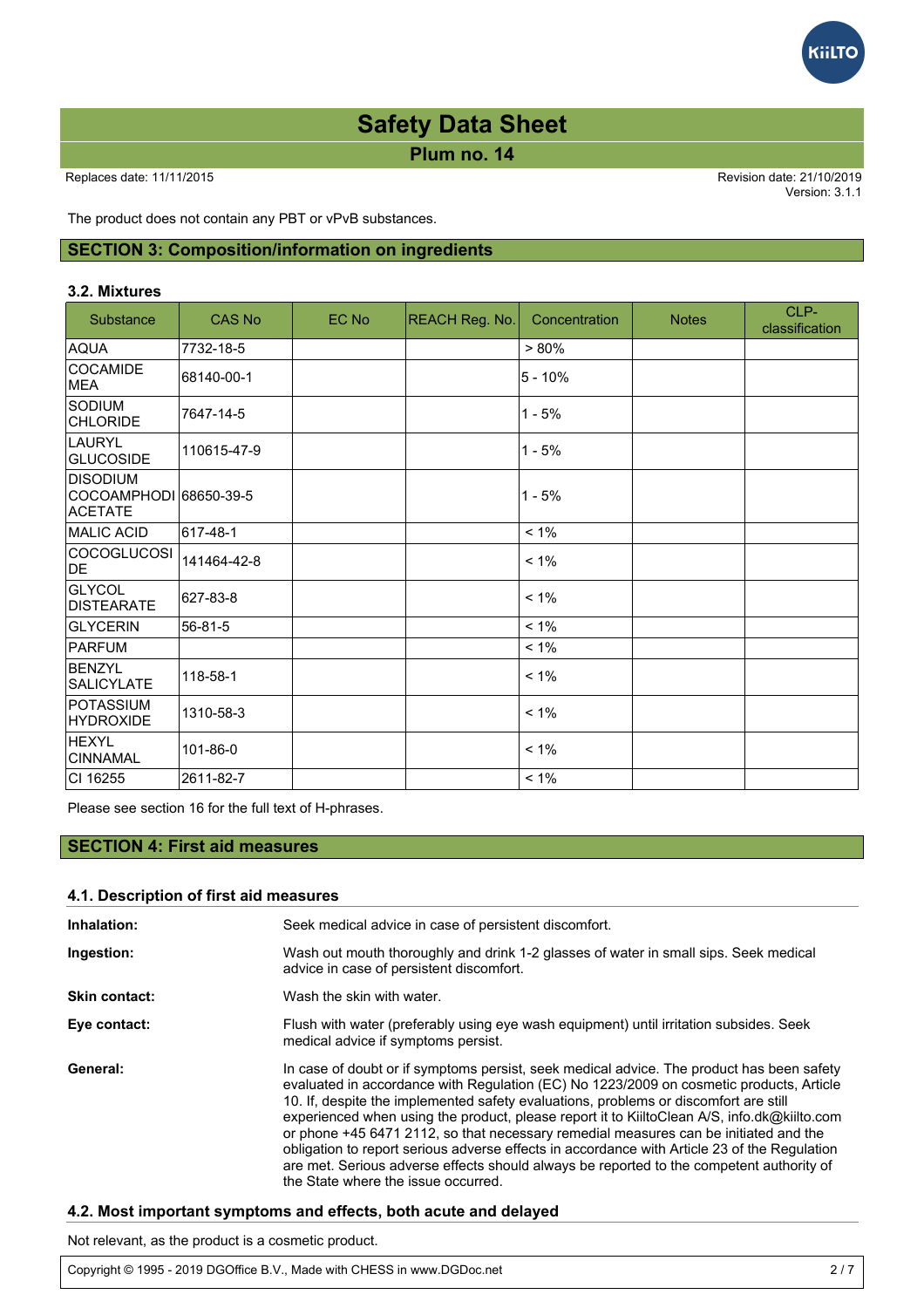The product does not contain any PBT or vPvB substances.

## SECTION 3: Composition/information on ingredients

### 3.2. Mixtures

| Substance | CAS No | EC No | REACH Reg. No. | Concentration | Notes | CLP-classification |
|---|---|---|---|---|---|---|
| AQUA | 7732-18-5 | | | > 80% | | |
| COCAMIDE MEA | 68140-00-1 | | | 5 - 10% | | |
| SODIUM CHLORIDE | 7647-14-5 | | | 1 - 5% | | |
| LAURYL GLUCOSIDE | 110615-47-9 | | | 1 - 5% | | |
| DISODIUM COCOAMPHODIACETATE | 68650-39-5 | | | 1 - 5% | | |
| MALIC ACID | 617-48-1 | | | < 1% | | |
| COCOGLUCOSIDE | 141464-42-8 | | | < 1% | | |
| GLYCOL DISTEARATE | 627-83-8 | | | < 1% | | |
| GLYCERIN | 56-81-5 | | | < 1% | | |
| PARFUM | | | | < 1% | | |
| BENZYL SALICYLATE | 118-58-1 | | | < 1% | | |
| POTASSIUM HYDROXIDE | 1310-58-3 | | | < 1% | | |
| HEXYL CINNAMAL | 101-86-0 | | | < 1% | | |
| CI 16255 | 2611-82-7 | | | < 1% | | |

Please see section 16 for the full text of H-phrases.

## SECTION 4: First aid measures

### 4.1. Description of first aid measures

**Inhalation:** Seek medical advice in case of persistent discomfort.

**Ingestion:** Wash out mouth thoroughly and drink 1-2 glasses of water in small sips. Seek medical advice in case of persistent discomfort.

**Skin contact:** Wash the skin with water.

**Eye contact:** Flush with water (preferably using eye wash equipment) until irritation subsides. Seek medical advice if symptoms persist.

**General:** In case of doubt or if symptoms persist, seek medical advice. The product has been safety evaluated in accordance with Regulation (EC) No 1223/2009 on cosmetic products, Article 10. If, despite the implemented safety evaluations, problems or discomfort are still experienced when using the product, please report it to KiiltoClean A/S, info.dk@kiilto.com or phone +45 6471 2112, so that necessary remedial measures can be initiated and the obligation to report serious adverse effects in accordance with Article 23 of the Regulation are met. Serious adverse effects should always be reported to the competent authority of the State where the issue occurred.

### 4.2. Most important symptoms and effects, both acute and delayed

Not relevant, as the product is a cosmetic product.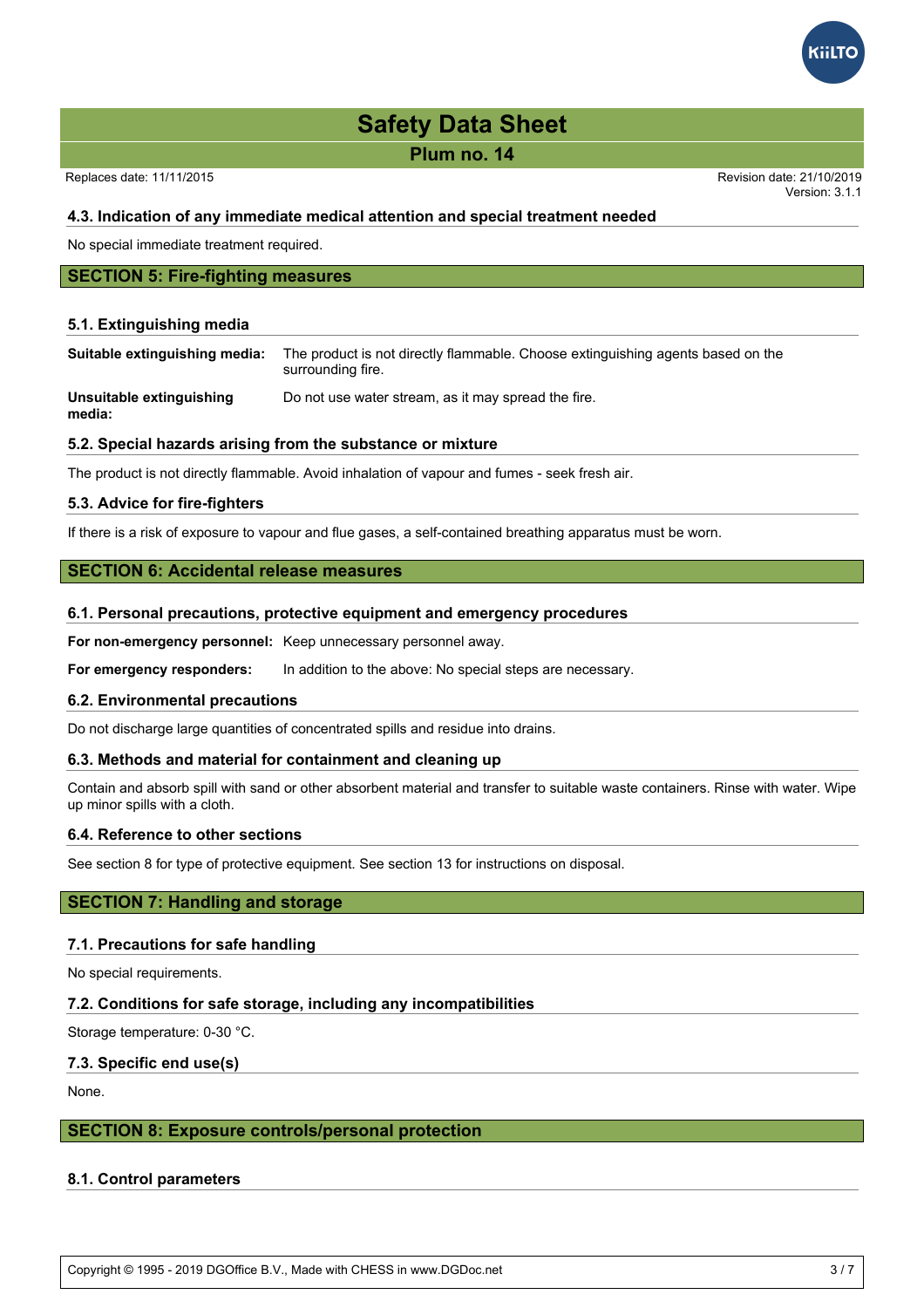### 4.3. Indication of any immediate medical attention and special treatment needed

No special immediate treatment required.

## SECTION 5: Fire-fighting measures

### 5.1. Extinguishing media

**Suitable extinguishing media:** The product is not directly flammable. Choose extinguishing agents based on the surrounding fire.

**Unsuitable extinguishing media:** Do not use water stream, as it may spread the fire.

### 5.2. Special hazards arising from the substance or mixture

The product is not directly flammable. Avoid inhalation of vapour and fumes - seek fresh air.

### 5.3. Advice for fire-fighters

If there is a risk of exposure to vapour and flue gases, a self-contained breathing apparatus must be worn.

## SECTION 6: Accidental release measures

### 6.1. Personal precautions, protective equipment and emergency procedures

**For non-emergency personnel:** Keep unnecessary personnel away.

**For emergency responders:** In addition to the above: No special steps are necessary.

### 6.2. Environmental precautions

Do not discharge large quantities of concentrated spills and residue into drains.

### 6.3. Methods and material for containment and cleaning up

Contain and absorb spill with sand or other absorbent material and transfer to suitable waste containers. Rinse with water. Wipe up minor spills with a cloth.

### 6.4. Reference to other sections

See section 8 for type of protective equipment. See section 13 for instructions on disposal.

## SECTION 7: Handling and storage

### 7.1. Precautions for safe handling

No special requirements.

### 7.2. Conditions for safe storage, including any incompatibilities

Storage temperature: 0-30 °C.

### 7.3. Specific end use(s)

None.

## SECTION 8: Exposure controls/personal protection

### 8.1. Control parameters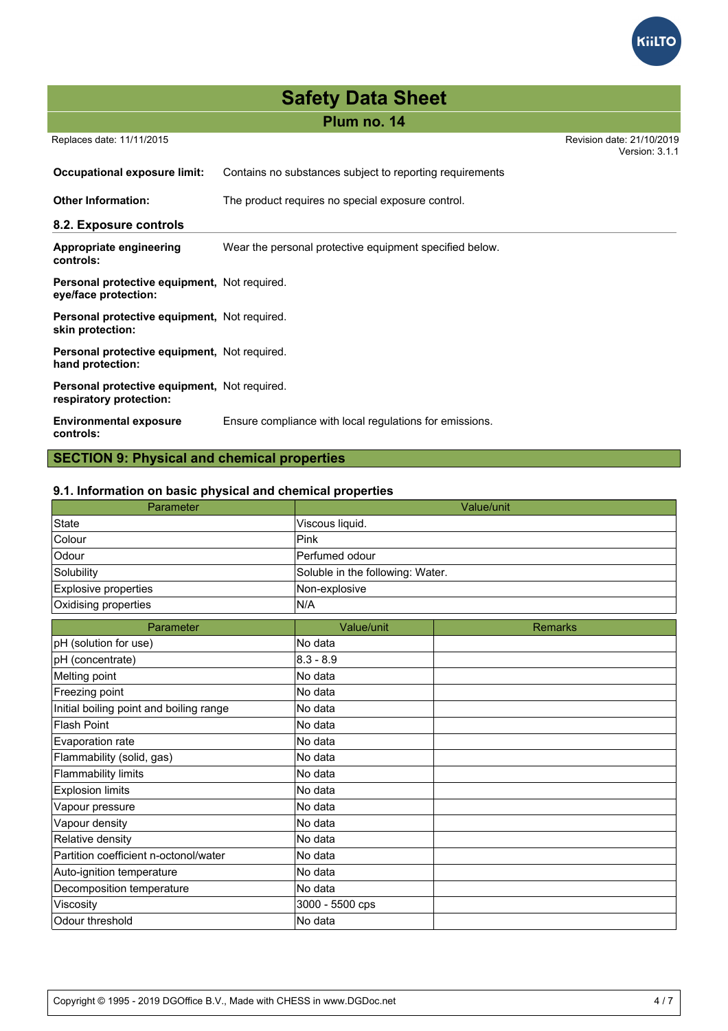**Occupational exposure limit:** Contains no substances subject to reporting requirements

**Other Information:** The product requires no special exposure control.

### 8.2. Exposure controls

**Appropriate engineering controls:** Wear the personal protective equipment specified below.

**Personal protective equipment, eye/face protection:** Not required.

**Personal protective equipment, skin protection:** Not required.

**Personal protective equipment, hand protection:** Not required.

**Personal protective equipment, respiratory protection:** Not required.

**Environmental exposure controls:** Ensure compliance with local regulations for emissions.

## SECTION 9: Physical and chemical properties

### 9.1. Information on basic physical and chemical properties

| Parameter | Value/unit |
|---|---|
| State | Viscous liquid. |
| Colour | Pink |
| Odour | Perfumed odour |
| Solubility | Soluble in the following: Water. |
| Explosive properties | Non-explosive |
| Oxidising properties | N/A |

| Parameter | Value/unit | Remarks |
|---|---|---|
| pH (solution for use) | No data | |
| pH (concentrate) | 8.3 - 8.9 | |
| Melting point | No data | |
| Freezing point | No data | |
| Initial boiling point and boiling range | No data | |
| Flash Point | No data | |
| Evaporation rate | No data | |
| Flammability (solid, gas) | No data | |
| Flammability limits | No data | |
| Explosion limits | No data | |
| Vapour pressure | No data | |
| Vapour density | No data | |
| Relative density | No data | |
| Partition coefficient n-octonol/water | No data | |
| Auto-ignition temperature | No data | |
| Decomposition temperature | No data | |
| Viscosity | 3000 - 5500 cps | |
| Odour threshold | No data | |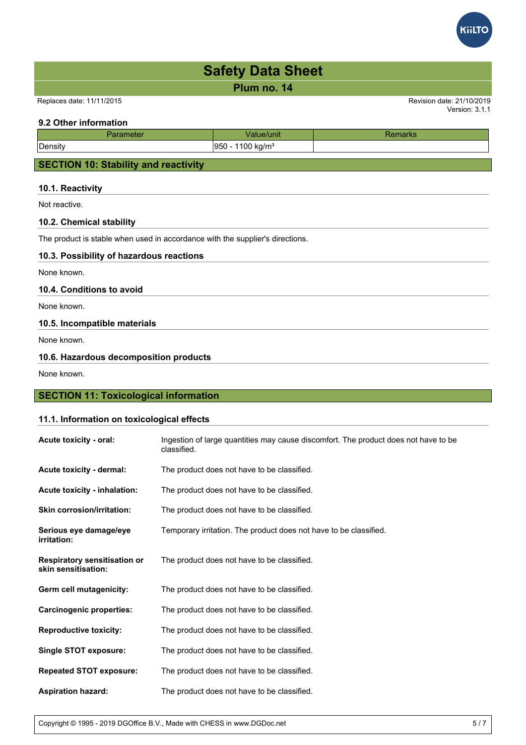### 9.2 Other information

| Parameter | Value/unit | Remarks |
|---|---|---|
| Density | 950 - 1100 kg/m³ | |

## SECTION 10: Stability and reactivity

### 10.1. Reactivity

Not reactive.

### 10.2. Chemical stability

The product is stable when used in accordance with the supplier's directions.

### 10.3. Possibility of hazardous reactions

None known.

### 10.4. Conditions to avoid

None known.

### 10.5. Incompatible materials

None known.

### 10.6. Hazardous decomposition products

None known.

## SECTION 11: Toxicological information

### 11.1. Information on toxicological effects

**Acute toxicity - oral:** Ingestion of large quantities may cause discomfort. The product does not have to be classified.

**Acute toxicity - dermal:** The product does not have to be classified.

**Acute toxicity - inhalation:** The product does not have to be classified.

**Skin corrosion/irritation:** The product does not have to be classified.

**Serious eye damage/eye irritation:** Temporary irritation. The product does not have to be classified.

**Respiratory sensitisation or skin sensitisation:** The product does not have to be classified.

**Germ cell mutagenicity:** The product does not have to be classified.

**Carcinogenic properties:** The product does not have to be classified.

**Reproductive toxicity:** The product does not have to be classified.

**Single STOT exposure:** The product does not have to be classified.

**Repeated STOT exposure:** The product does not have to be classified.

**Aspiration hazard:** The product does not have to be classified.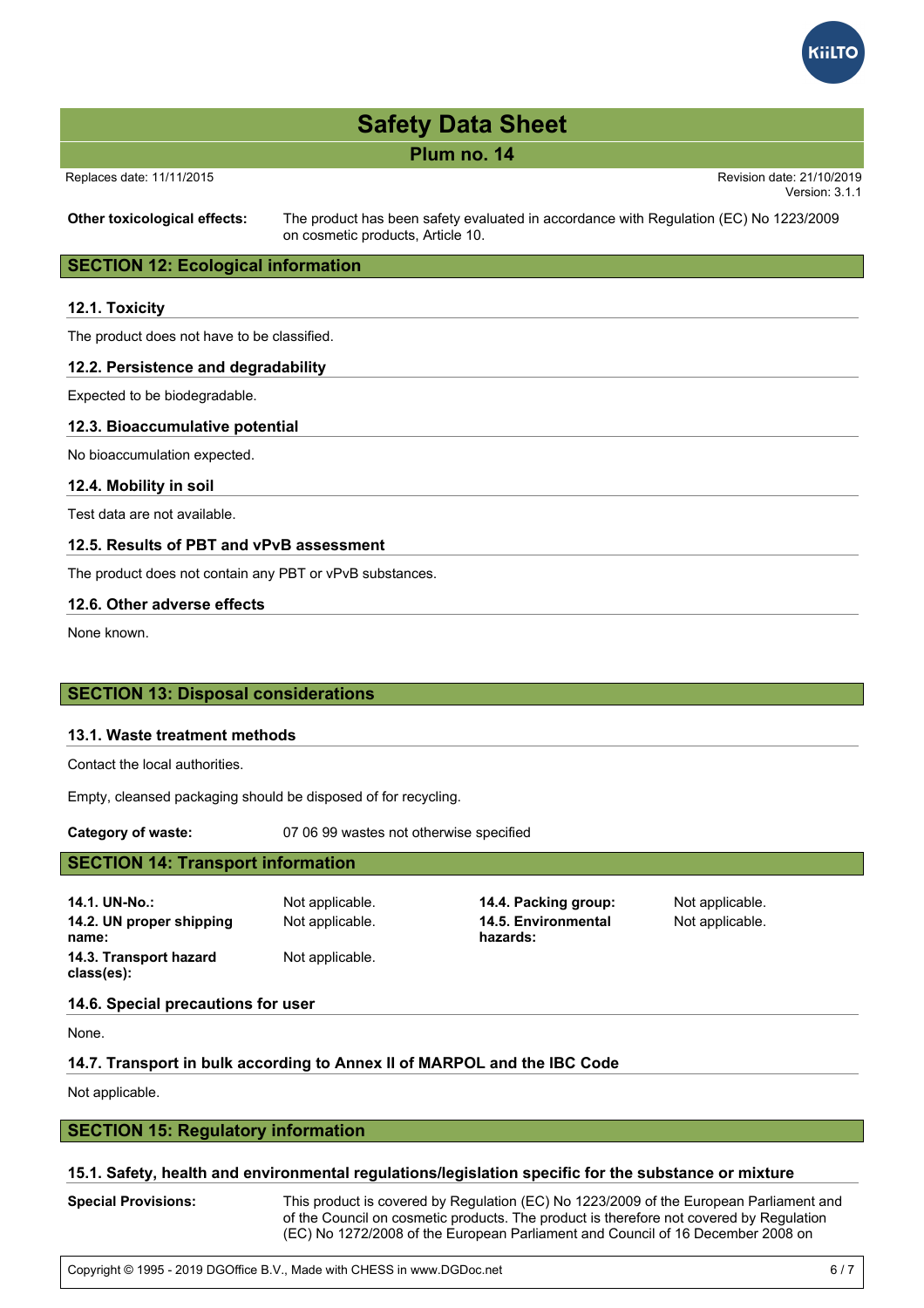**Other toxicological effects:** The product has been safety evaluated in accordance with Regulation (EC) No 1223/2009 on cosmetic products, Article 10.

## SECTION 12: Ecological information

### 12.1. Toxicity

The product does not have to be classified.

### 12.2. Persistence and degradability

Expected to be biodegradable.

### 12.3. Bioaccumulative potential

No bioaccumulation expected.

### 12.4. Mobility in soil

Test data are not available.

### 12.5. Results of PBT and vPvB assessment

The product does not contain any PBT or vPvB substances.

### 12.6. Other adverse effects

None known.

## SECTION 13: Disposal considerations

### 13.1. Waste treatment methods

Contact the local authorities.

Empty, cleansed packaging should be disposed of for recycling.

**Category of waste:** 07 06 99 wastes not otherwise specified

## SECTION 14: Transport information

**14.1. UN-No.:** Not applicable.

**14.2. UN proper shipping name:** Not applicable.

**14.3. Transport hazard class(es):** Not applicable.

**14.4. Packing group:** Not applicable.

**14.5. Environmental hazards:** Not applicable.

### 14.6. Special precautions for user

None.

### 14.7. Transport in bulk according to Annex II of MARPOL and the IBC Code

Not applicable.

## SECTION 15: Regulatory information

### 15.1. Safety, health and environmental regulations/legislation specific for the substance or mixture

**Special Provisions:** This product is covered by Regulation (EC) No 1223/2009 of the European Parliament and of the Council on cosmetic products. The product is therefore not covered by Regulation (EC) No 1272/2008 of the European Parliament and Council of 16 December 2008 on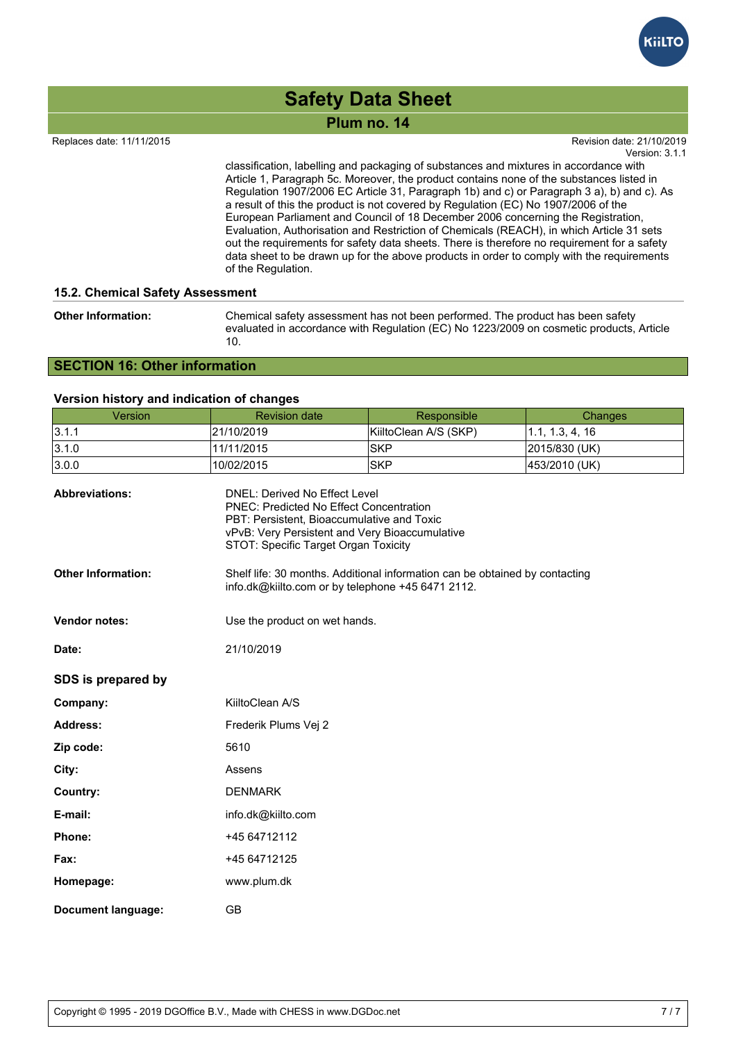classification, labelling and packaging of substances and mixtures in accordance with Article 1, Paragraph 5c. Moreover, the product contains none of the substances listed in Regulation 1907/2006 EC Article 31, Paragraph 1b) and c) or Paragraph 3 a), b) and c). As a result of this the product is not covered by Regulation (EC) No 1907/2006 of the European Parliament and Council of 18 December 2006 concerning the Registration, Evaluation, Authorisation and Restriction of Chemicals (REACH), in which Article 31 sets out the requirements for safety data sheets. There is therefore no requirement for a safety data sheet to be drawn up for the above products in order to comply with the requirements of the Regulation.

### 15.2. Chemical Safety Assessment

**Other Information:** Chemical safety assessment has not been performed. The product has been safety evaluated in accordance with Regulation (EC) No 1223/2009 on cosmetic products, Article 10.

## SECTION 16: Other information

### Version history and indication of changes

| Version | Revision date | Responsible | Changes |
|---|---|---|---|
| 3.1.1 | 21/10/2019 | KiiltoClean A/S (SKP) | 1.1, 1.3, 4, 16 |
| 3.1.0 | 11/11/2015 | SKP | 2015/830 (UK) |
| 3.0.0 | 10/02/2015 | SKP | 453/2010 (UK) |

**Abbreviations:**
DNEL: Derived No Effect Level
PNEC: Predicted No Effect Concentration
PBT: Persistent, Bioaccumulative and Toxic
vPvB: Very Persistent and Very Bioaccumulative
STOT: Specific Target Organ Toxicity

**Other Information:** Shelf life: 30 months. Additional information can be obtained by contacting info.dk@kiilto.com or by telephone +45 6471 2112.

**Vendor notes:** Use the product on wet hands.

**Date:** 21/10/2019

### SDS is prepared by

**Company:** KiiltoClean A/S

**Address:** Frederik Plums Vej 2

**Zip code:** 5610

**City:** Assens

**Country:** DENMARK

**E-mail:** info.dk@kiilto.com

**Phone:** +45 64712112

**Fax:** +45 64712125

**Homepage:** www.plum.dk

**Document language:** GB